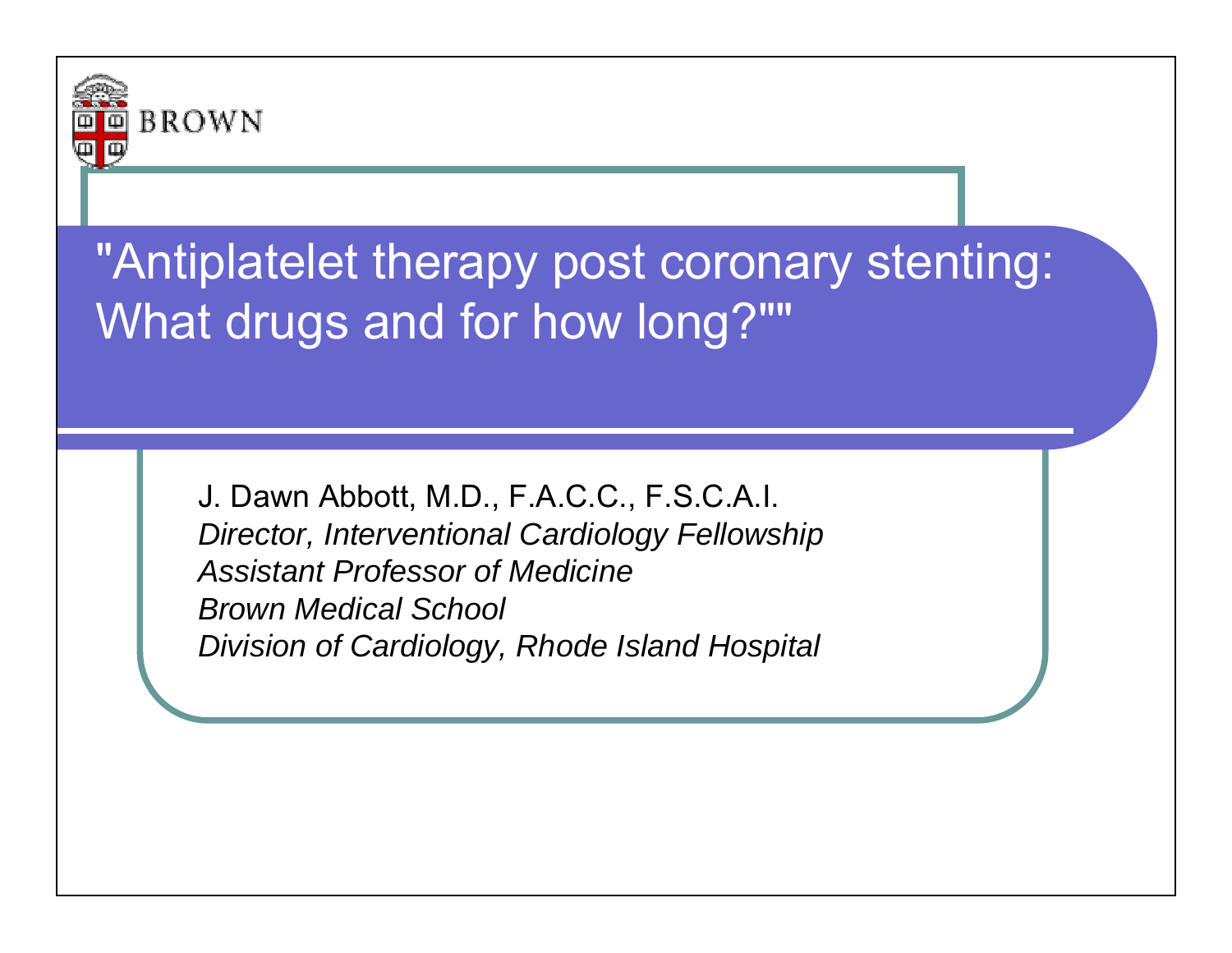BROWN

# "Antiplatelet therapy post coronary stenting: What drugs and for how long?""

J. Dawn Abbott, M.D., F.A.C.C., F.S.C.A.I.
*Director, Interventional Cardiology Fellowship*
*Assistant Professor of Medicine*
*Brown Medical School*
*Division of Cardiology, Rhode Island Hospital*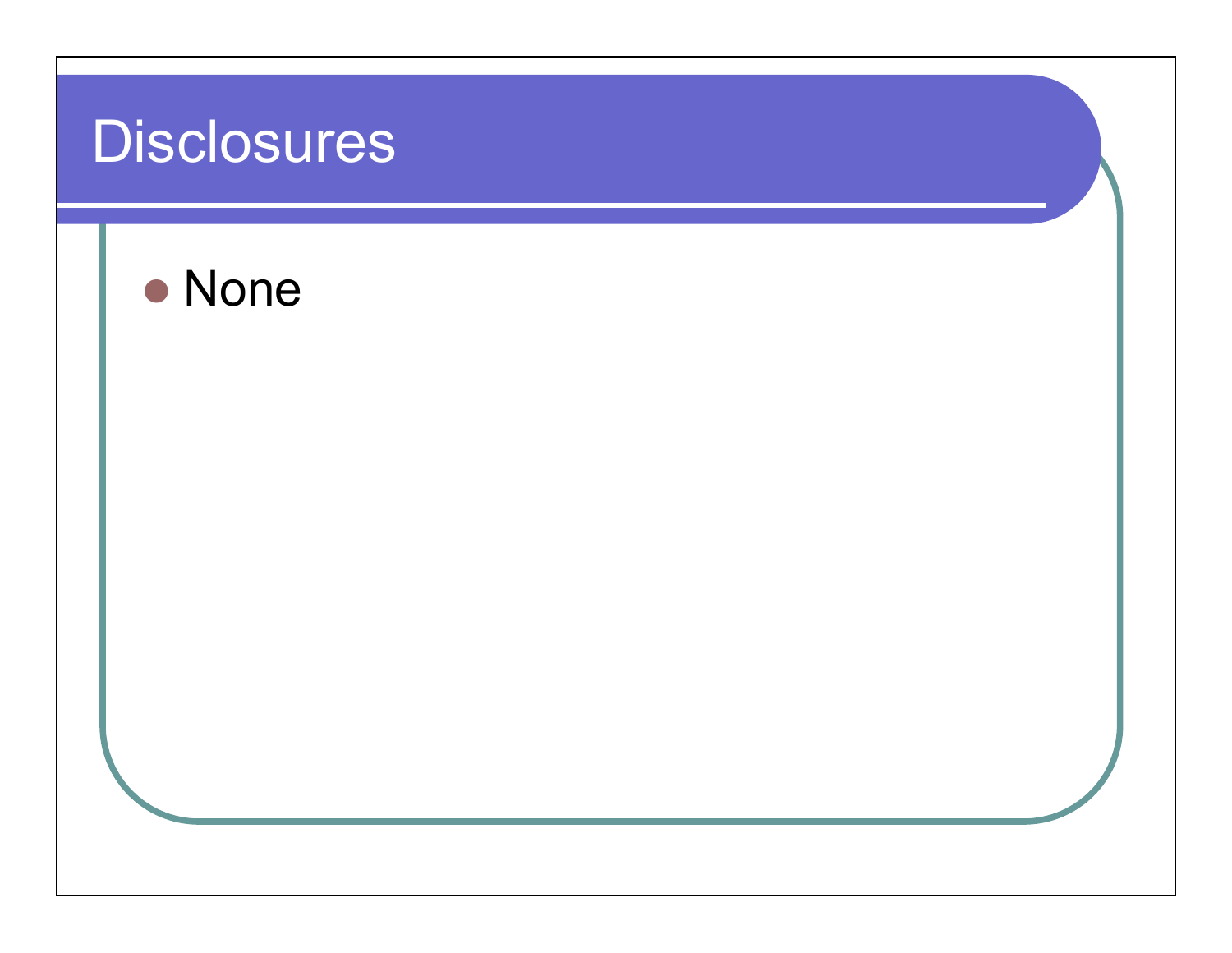# Disclosures

- None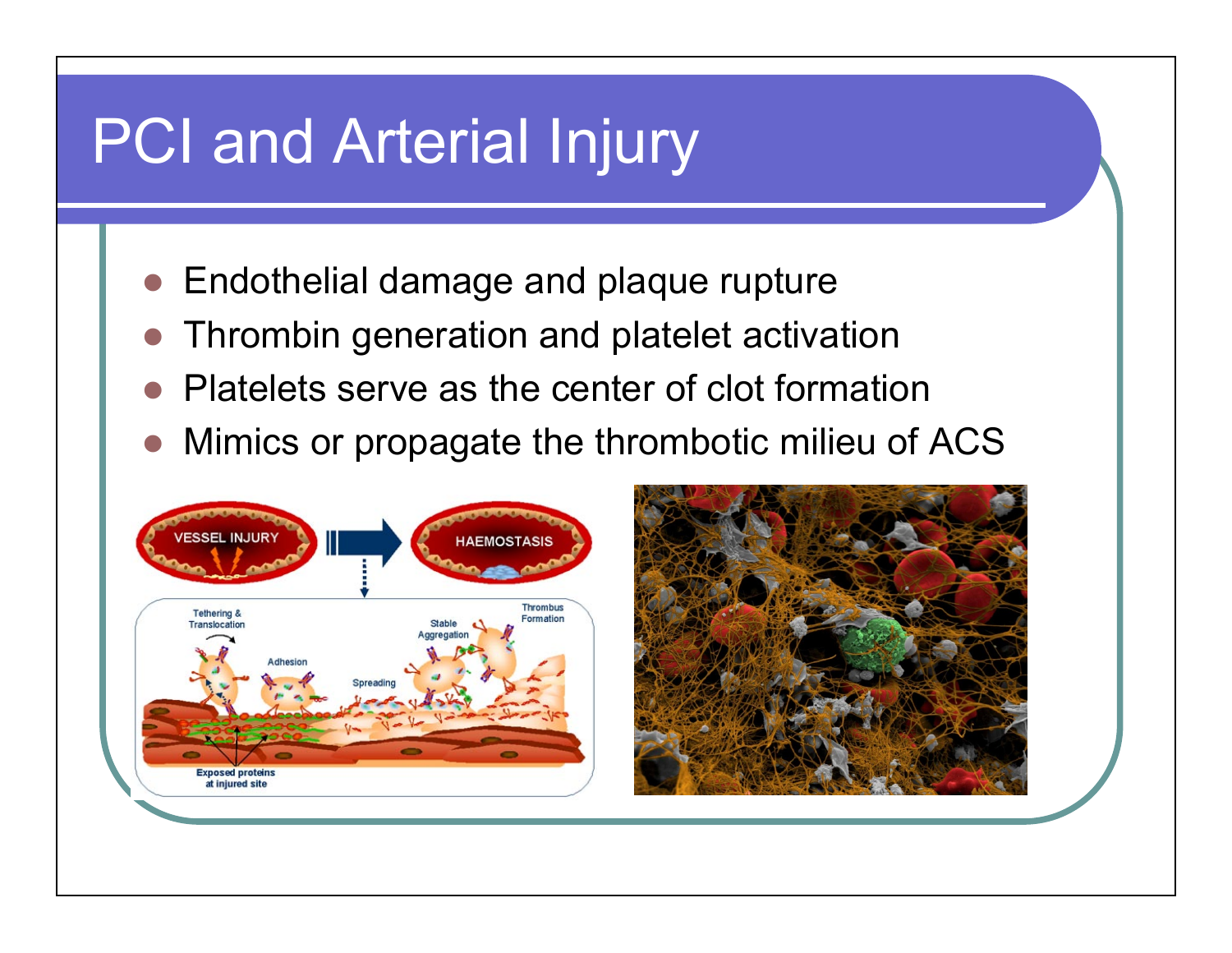# PCI and Arterial Injury

- Endothelial damage and plaque rupture
- Thrombin generation and platelet activation
- Platelets serve as the center of clot formation
- Mimics or propagate the thrombotic milieu of ACS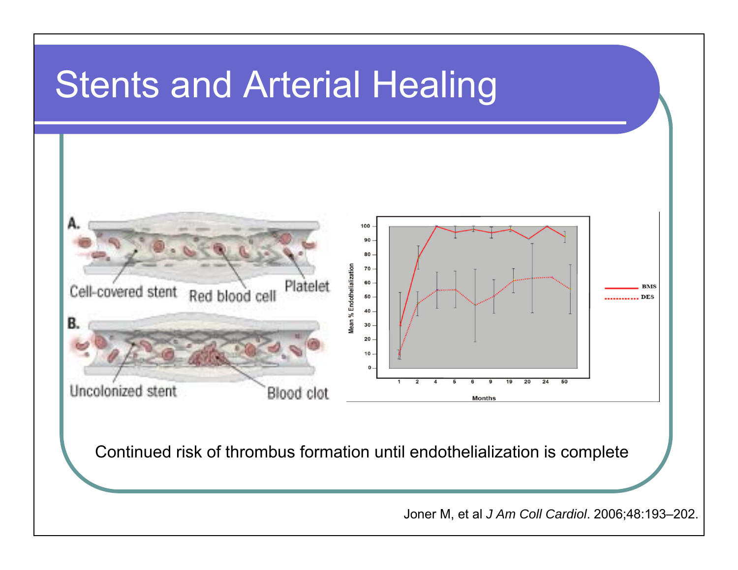# Stents and Arterial Healing

A.

Cell-covered stent Red blood cell Platelet

B.

Uncolonized stent Blood clot

Mean % Endothelialization

Months

BMS
DES

Continued risk of thrombus formation until endothelialization is complete

Joner M, et al *J Am Coll Cardiol*. 2006;48:193–202.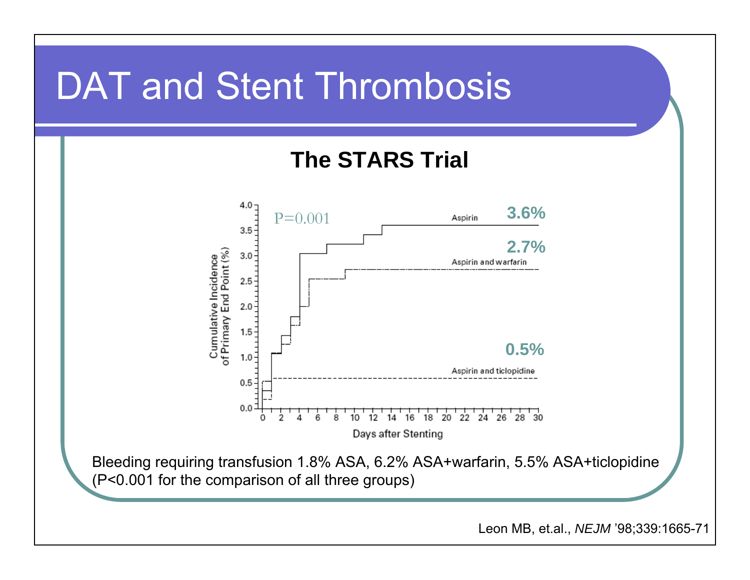# DAT and Stent Thrombosis

## The STARS Trial

P=0.001

Aspirin 3.6%

Aspirin and warfarin 2.7%

Aspirin and ticlopidine 0.5%

Cumulative Incidence of Primary End Point (%)

Days after Stenting

Bleeding requiring transfusion 1.8% ASA, 6.2% ASA+warfarin, 5.5% ASA+ticlopidine (P<0.001 for the comparison of all three groups)

Leon MB, et.al., *NEJM* '98;339:1665-71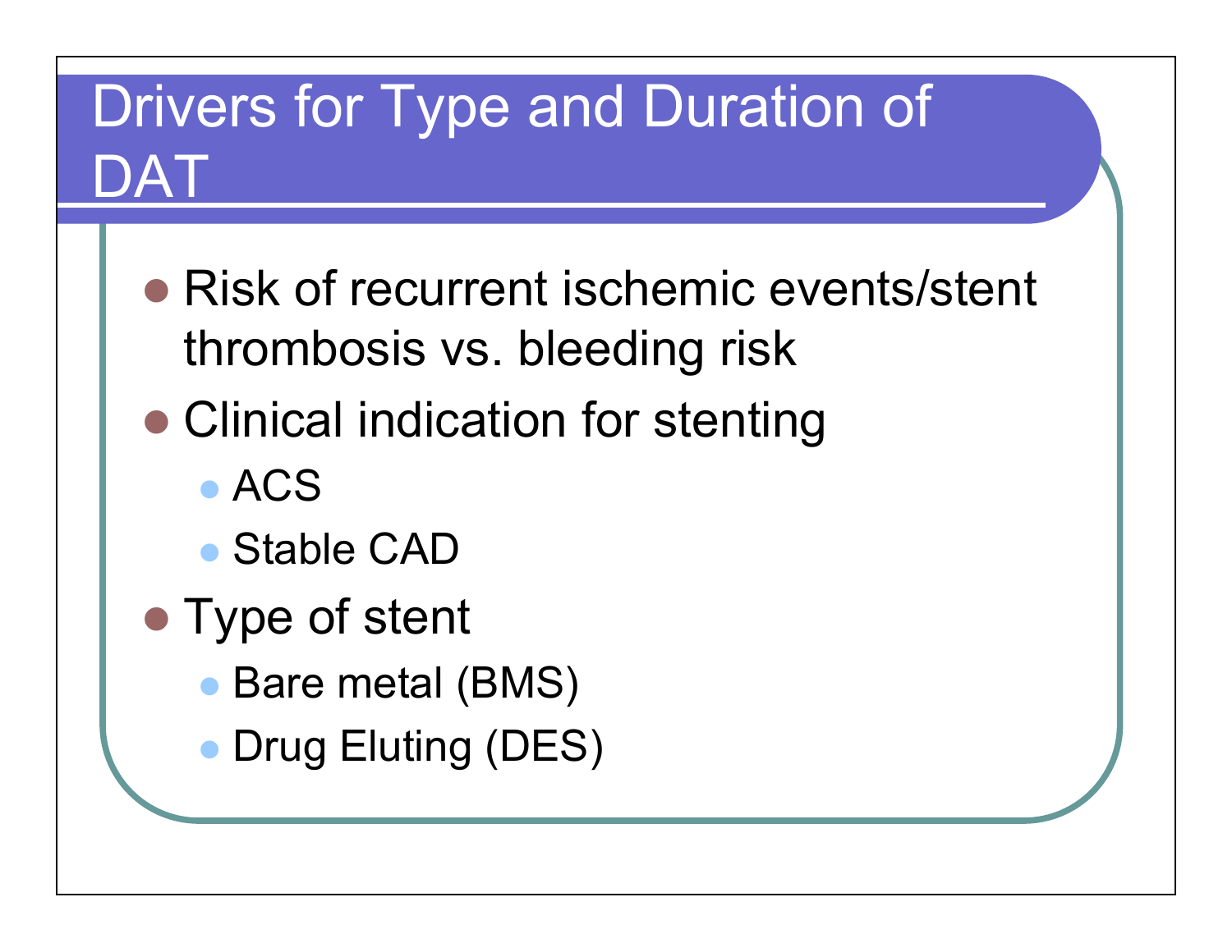# Drivers for Type and Duration of DAT

- Risk of recurrent ischemic events/stent thrombosis vs. bleeding risk
- Clinical indication for stenting
  - ACS
  - Stable CAD
- Type of stent
  - Bare metal (BMS)
  - Drug Eluting (DES)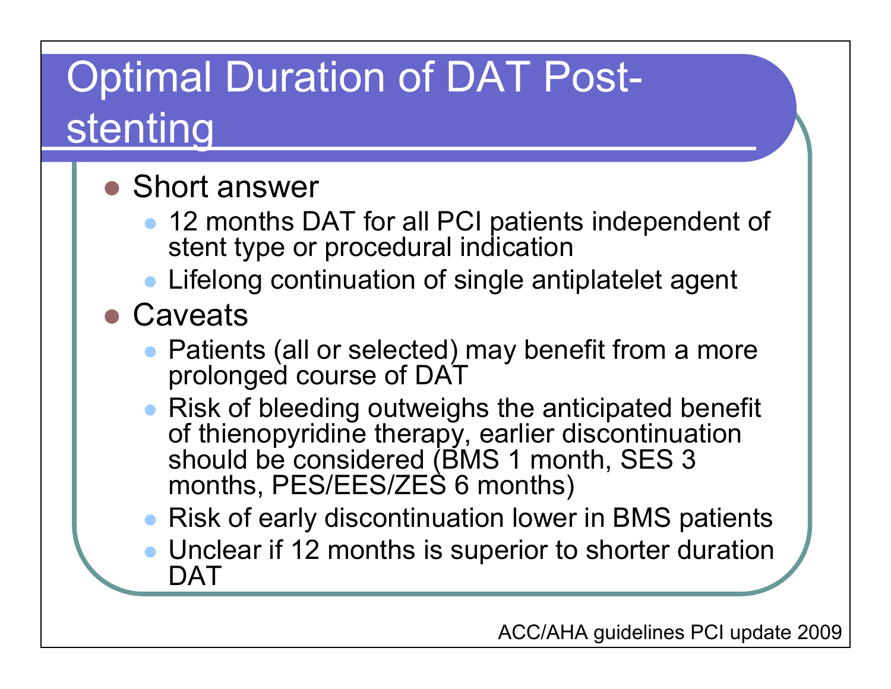# Optimal Duration of DAT Post-stenting

- Short answer
  - 12 months DAT for all PCI patients independent of stent type or procedural indication
  - Lifelong continuation of single antiplatelet agent
- Caveats
  - Patients (all or selected) may benefit from a more prolonged course of DAT
  - Risk of bleeding outweighs the anticipated benefit of thienopyridine therapy, earlier discontinuation should be considered (BMS 1 month, SES 3 months, PES/EES/ZES 6 months)
  - Risk of early discontinuation lower in BMS patients
  - Unclear if 12 months is superior to shorter duration DAT

ACC/AHA guidelines PCI update 2009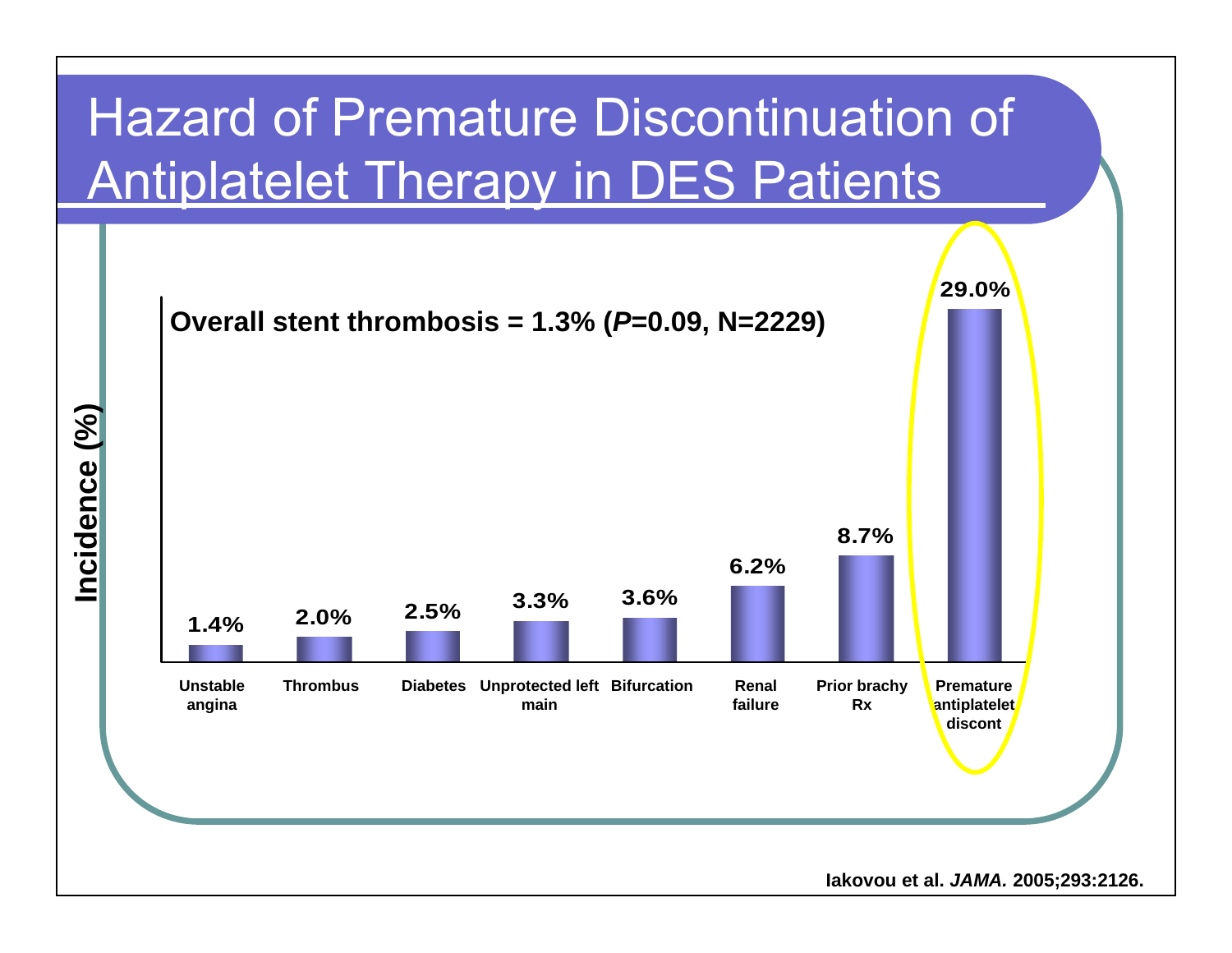# Hazard of Premature Discontinuation of Antiplatelet Therapy in DES Patients

**Overall stent thrombosis = 1.3% (*P*=0.09, N=2229)**

Incidence (%)

| Unstable angina | Thrombus | Diabetes | Unprotected left main | Bifurcation | Renal failure | Prior brachy Rx | Premature antiplatelet discont |
|---|---|---|---|---|---|---|---|
| 1.4% | 2.0% | 2.5% | 3.3% | 3.6% | 6.2% | 8.7% | 29.0% |

Iakovou et al. *JAMA.* 2005;293:2126.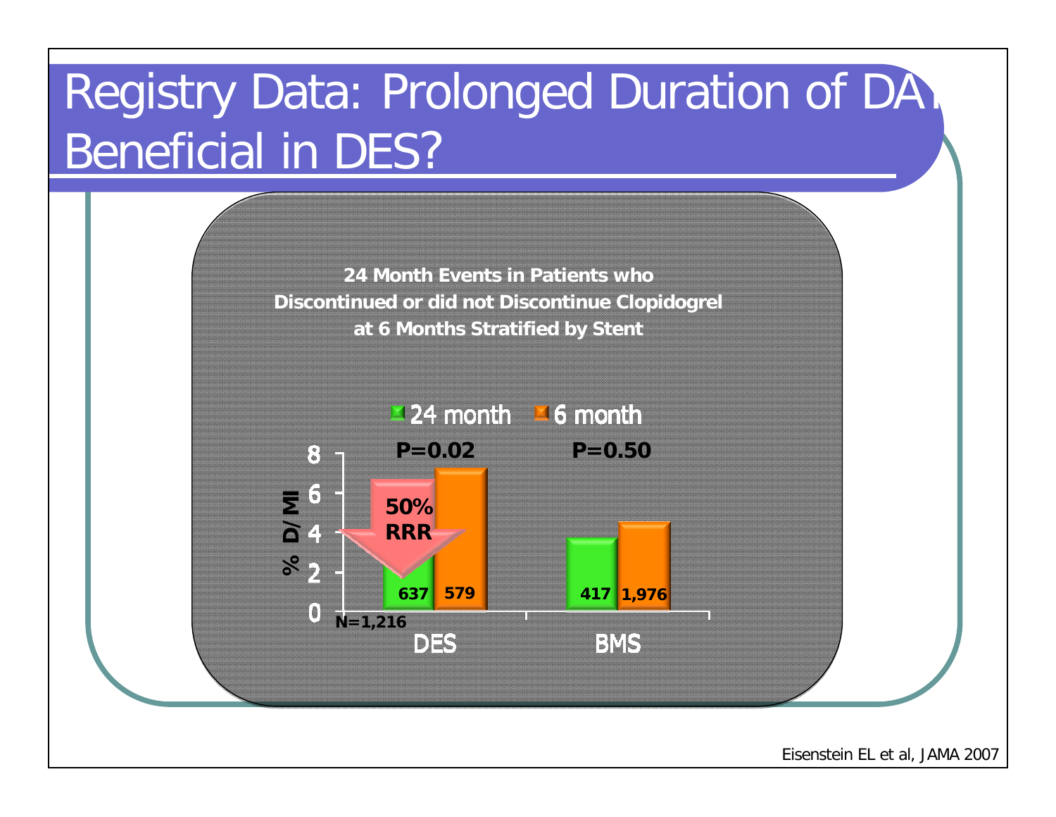# Registry Data: Prolonged Duration of DAPT Beneficial in DES?

**24 Month Events in Patients who Discontinued or did not Discontinue Clopidogrel at 6 Months Stratified by Stent**

Legend: 24 month | 6 month

| | DES | BMS |
|---|---|---|
| P value | P=0.02 | P=0.50 |
| 24 month (N) | 637 | 417 |
| 6 month (N) | 579 | 1,976 |

% D/MI (y-axis: 0–8)

N=1,216

50% RRR

Eisenstein EL et al, JAMA 2007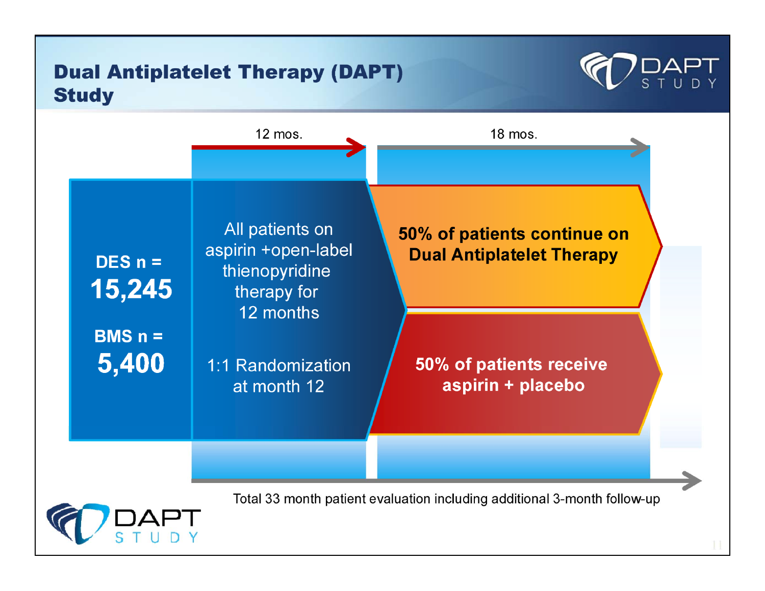# Dual Antiplatelet Therapy (DAPT) Study

12 mos.

18 mos.

DES n = **15,245**

BMS n = **5,400**

All patients on aspirin +open-label thienopyridine therapy for 12 months

1:1 Randomization at month 12

**50% of patients continue on Dual Antiplatelet Therapy**

**50% of patients receive aspirin + placebo**

Total 33 month patient evaluation including additional 3-month follow-up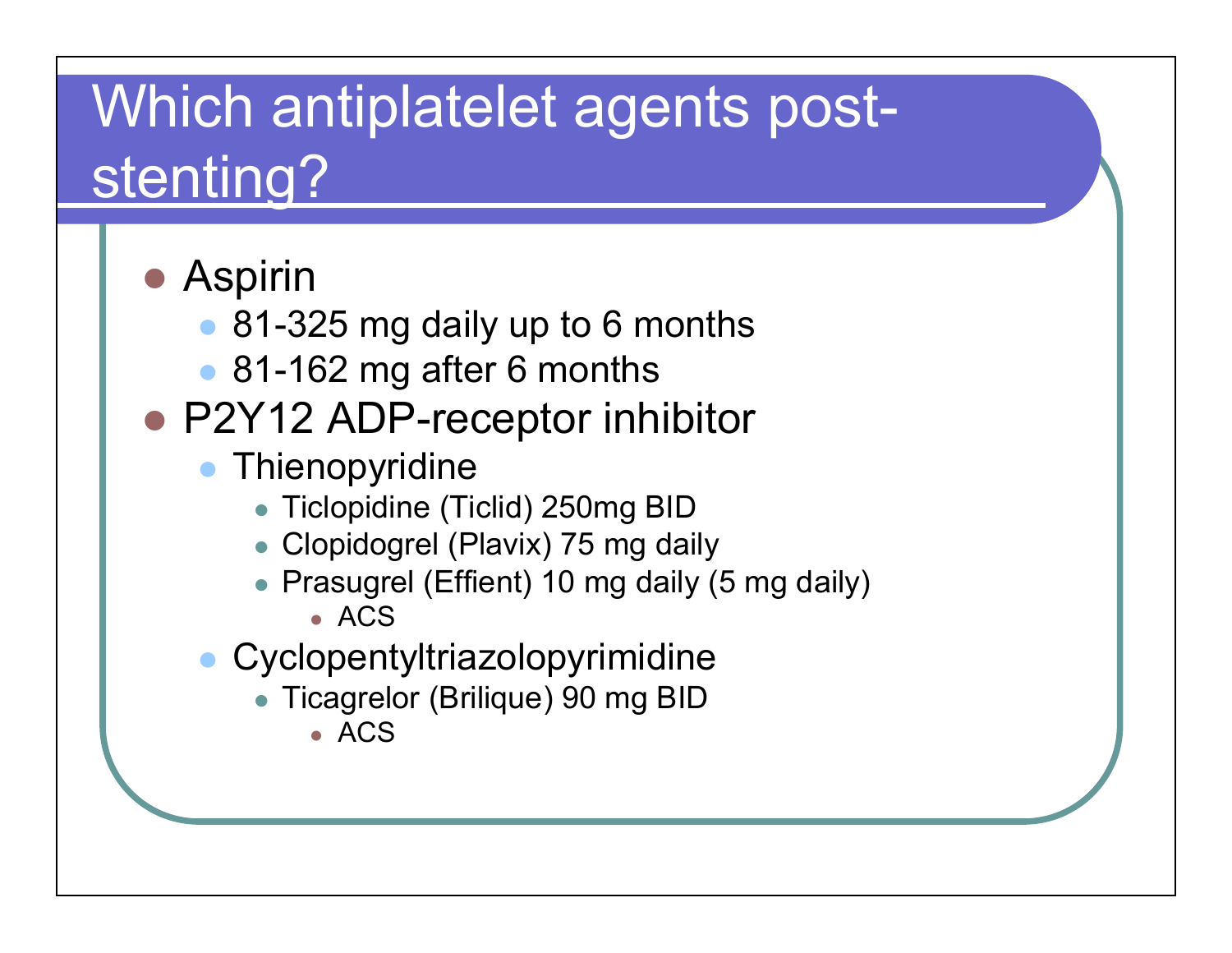# Which antiplatelet agents post-stenting?

- Aspirin
  - 81-325 mg daily up to 6 months
  - 81-162 mg after 6 months
- P2Y12 ADP-receptor inhibitor
  - Thienopyridine
    - Ticlopidine (Ticlid) 250mg BID
    - Clopidogrel (Plavix) 75 mg daily
    - Prasugrel (Effient) 10 mg daily (5 mg daily)
      - ACS
  - Cyclopentyltriazolopyrimidine
    - Ticagrelor (Brilique) 90 mg BID
      - ACS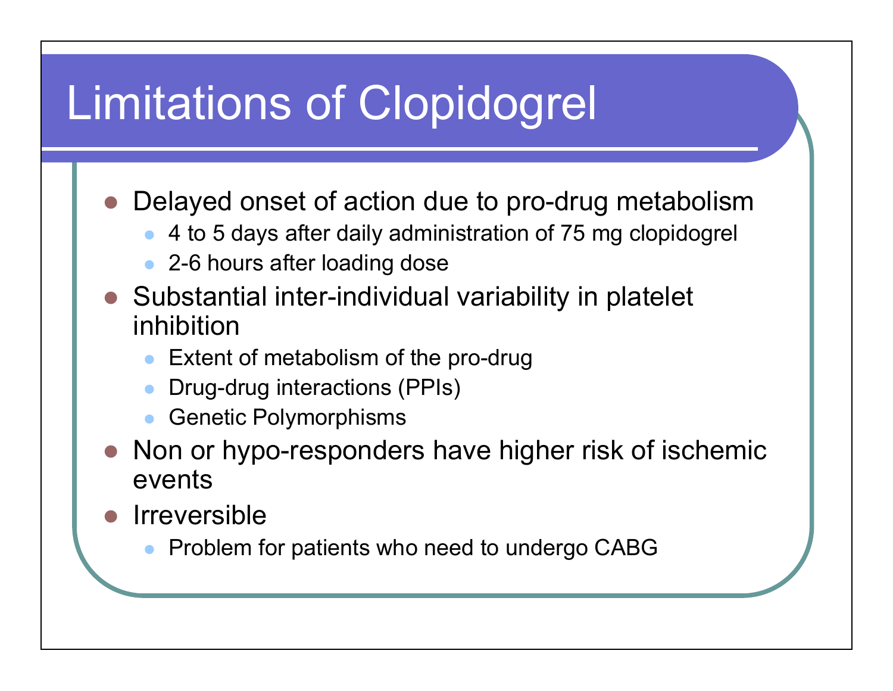# Limitations of Clopidogrel

- Delayed onset of action due to pro-drug metabolism
  - 4 to 5 days after daily administration of 75 mg clopidogrel
  - 2-6 hours after loading dose
- Substantial inter-individual variability in platelet inhibition
  - Extent of metabolism of the pro-drug
  - Drug-drug interactions (PPIs)
  - Genetic Polymorphisms
- Non or hypo-responders have higher risk of ischemic events
- Irreversible
  - Problem for patients who need to undergo CABG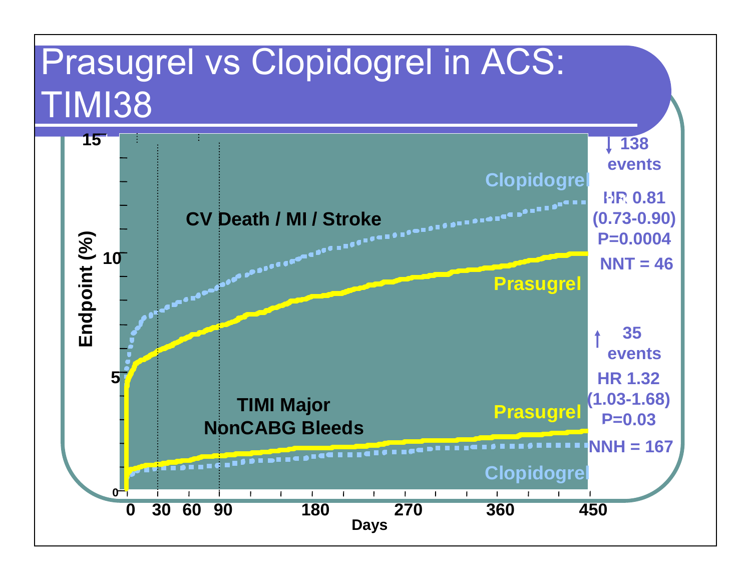# Prasugrel vs Clopidogrel in ACS: TIMI38

Endpoint (%)

CV Death / MI / Stroke

- Clopidogrel
- Prasugrel

↓ 138 events

HR 0.81 (0.73-0.90)

P=0.0004

NNT = 46

TIMI Major NonCABG Bleeds

- Prasugrel
- Clopidogrel

↑ 35 events

HR 1.32 (1.03-1.68)

P=0.03

NNH = 167

Days: 0, 30, 60, 90, 180, 270, 360, 450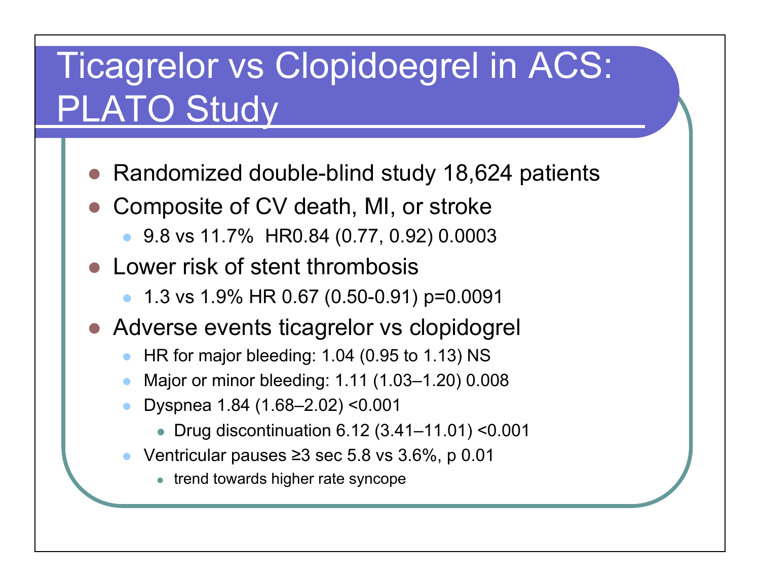# Ticagrelor vs Clopidoegrel in ACS: PLATO Study

- Randomized double-blind study 18,624 patients
- Composite of CV death, MI, or stroke
  - 9.8 vs 11.7%  HR0.84 (0.77, 0.92) 0.0003
- Lower risk of stent thrombosis
  - 1.3 vs 1.9% HR 0.67 (0.50-0.91) p=0.0091
- Adverse events ticagrelor vs clopidogrel
  - HR for major bleeding: 1.04 (0.95 to 1.13) NS
  - Major or minor bleeding: 1.11 (1.03–1.20) 0.008
  - Dyspnea 1.84 (1.68–2.02) <0.001
    - Drug discontinuation 6.12 (3.41–11.01) <0.001
  - Ventricular pauses ≥3 sec 5.8 vs 3.6%, p 0.01
    - trend towards higher rate syncope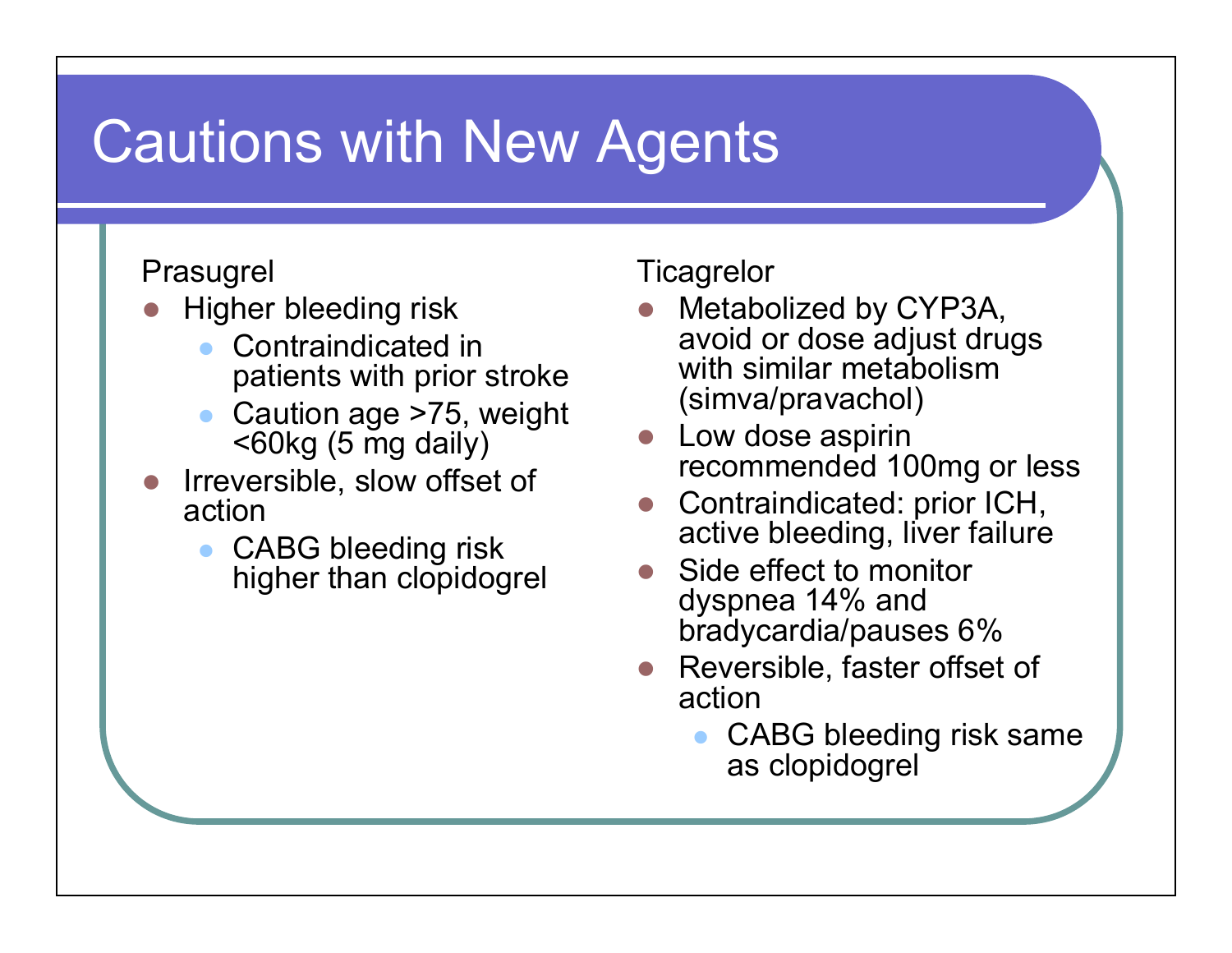# Cautions with New Agents

Prasugrel

- Higher bleeding risk
  - Contraindicated in patients with prior stroke
  - Caution age >75, weight <60kg (5 mg daily)
- Irreversible, slow offset of action
  - CABG bleeding risk higher than clopidogrel

Ticagrelor

- Metabolized by CYP3A, avoid or dose adjust drugs with similar metabolism (simva/pravachol)
- Low dose aspirin recommended 100mg or less
- Contraindicated: prior ICH, active bleeding, liver failure
- Side effect to monitor dyspnea 14% and bradycardia/pauses 6%
- Reversible, faster offset of action
  - CABG bleeding risk same as clopidogrel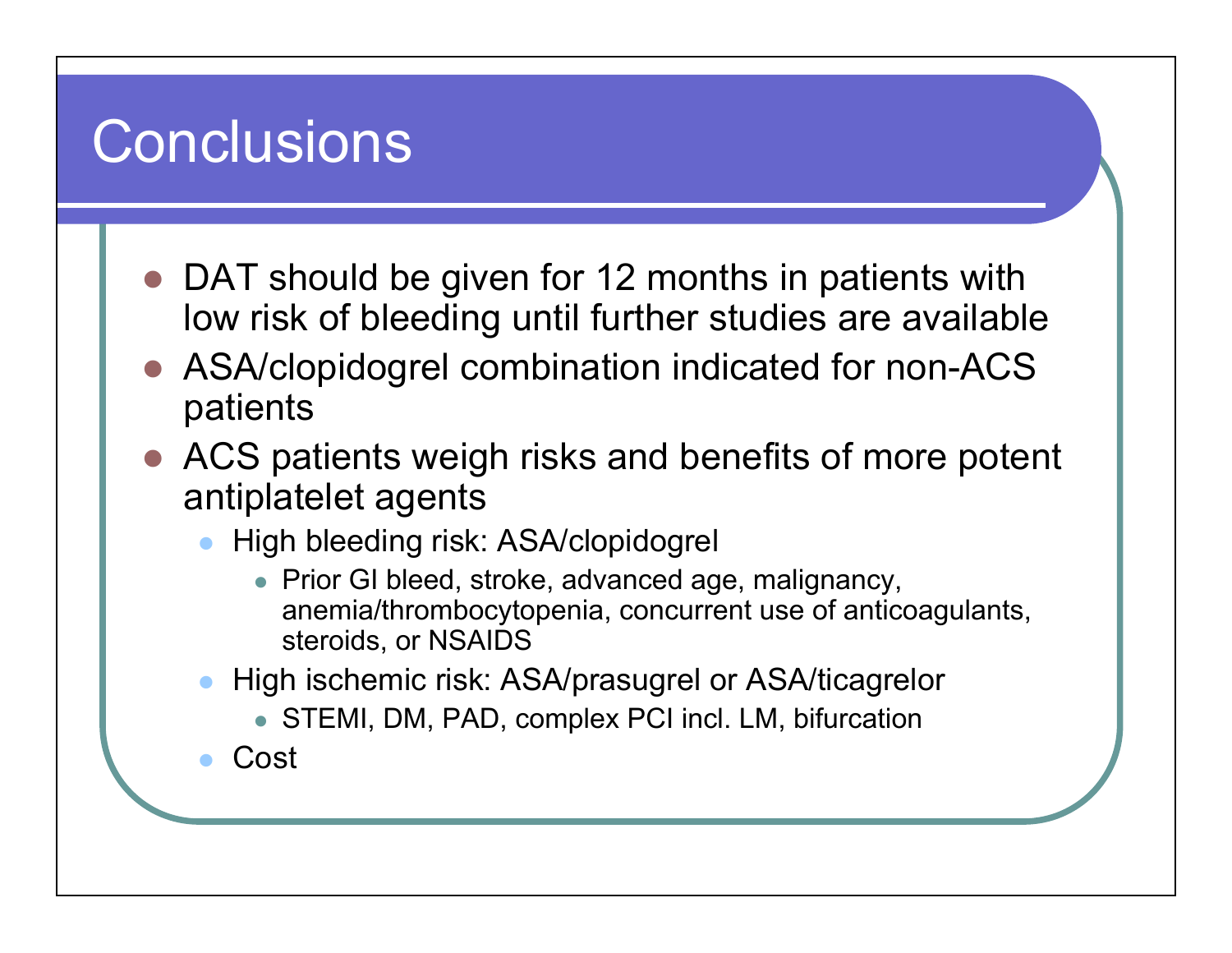# Conclusions

- DAT should be given for 12 months in patients with low risk of bleeding until further studies are available
- ASA/clopidogrel combination indicated for non-ACS patients
- ACS patients weigh risks and benefits of more potent antiplatelet agents
  - High bleeding risk: ASA/clopidogrel
    - Prior GI bleed, stroke, advanced age, malignancy, anemia/thrombocytopenia, concurrent use of anticoagulants, steroids, or NSAIDS
  - High ischemic risk: ASA/prasugrel or ASA/ticagrelor
    - STEMI, DM, PAD, complex PCI incl. LM, bifurcation
  - Cost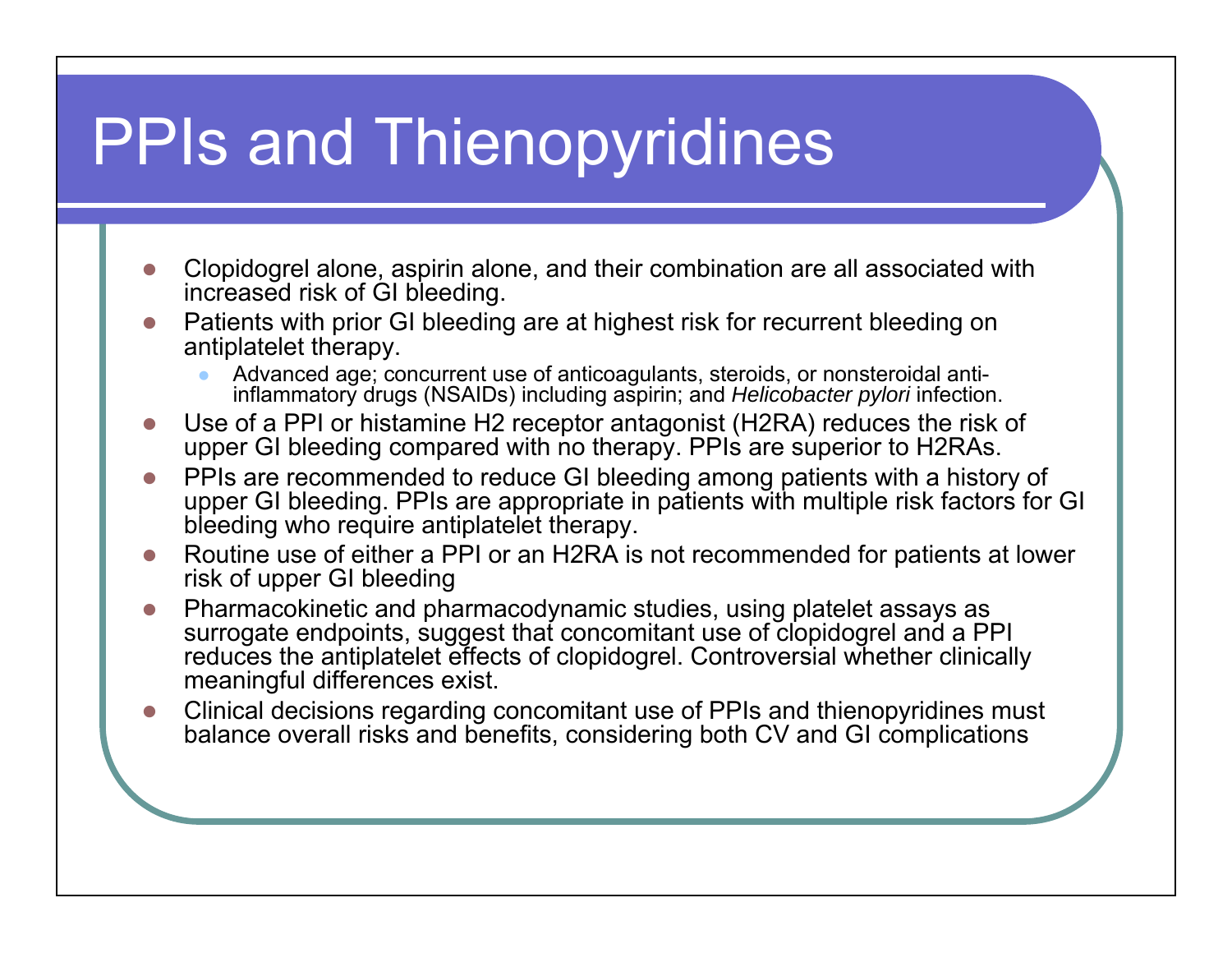# PPIs and Thienopyridines

- Clopidogrel alone, aspirin alone, and their combination are all associated with increased risk of GI bleeding.
- Patients with prior GI bleeding are at highest risk for recurrent bleeding on antiplatelet therapy.
  - Advanced age; concurrent use of anticoagulants, steroids, or nonsteroidal anti-inflammatory drugs (NSAIDs) including aspirin; and *Helicobacter pylori* infection.
- Use of a PPI or histamine H2 receptor antagonist (H2RA) reduces the risk of upper GI bleeding compared with no therapy. PPIs are superior to H2RAs.
- PPIs are recommended to reduce GI bleeding among patients with a history of upper GI bleeding. PPIs are appropriate in patients with multiple risk factors for GI bleeding who require antiplatelet therapy.
- Routine use of either a PPI or an H2RA is not recommended for patients at lower risk of upper GI bleeding
- Pharmacokinetic and pharmacodynamic studies, using platelet assays as surrogate endpoints, suggest that concomitant use of clopidogrel and a PPI reduces the antiplatelet effects of clopidogrel. Controversial whether clinically meaningful differences exist.
- Clinical decisions regarding concomitant use of PPIs and thienopyridines must balance overall risks and benefits, considering both CV and GI complications